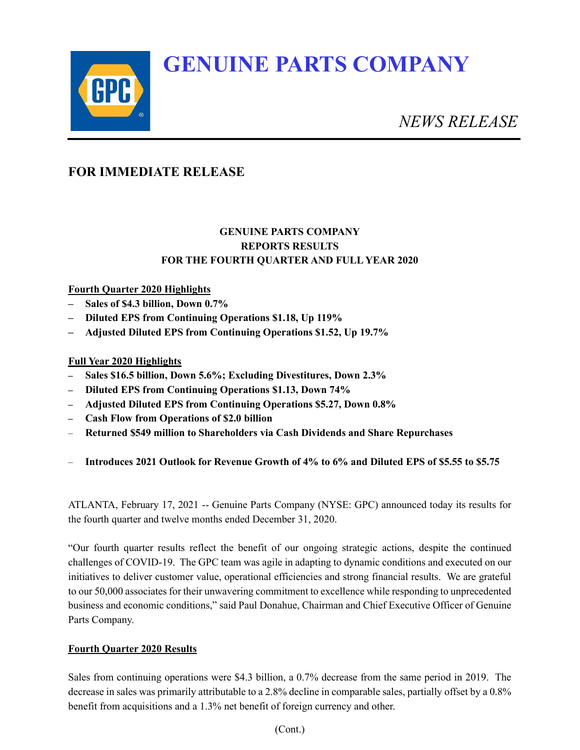# GENUINE PARTS COMPANY

*NEWS RELEASE*

## FOR IMMEDIATE RELEASE

### GENUINE PARTS COMPANY
### REPORTS RESULTS
### FOR THE FOURTH QUARTER AND FULL YEAR 2020

**Fourth Quarter 2020 Highlights**

- **Sales of $4.3 billion, Down 0.7%**
- **Diluted EPS from Continuing Operations $1.18, Up 119%**
- **Adjusted Diluted EPS from Continuing Operations $1.52, Up 19.7%**

**Full Year 2020 Highlights**

- **Sales $16.5 billion, Down 5.6%; Excluding Divestitures, Down 2.3%**
- **Diluted EPS from Continuing Operations $1.13, Down 74%**
- **Adjusted Diluted EPS from Continuing Operations $5.27, Down 0.8%**
- **Cash Flow from Operations of $2.0 billion**
- **Returned $549 million to Shareholders via Cash Dividends and Share Repurchases**

- **Introduces 2021 Outlook for Revenue Growth of 4% to 6% and Diluted EPS of $5.55 to $5.75**

ATLANTA, February 17, 2021 -- Genuine Parts Company (NYSE: GPC) announced today its results for the fourth quarter and twelve months ended December 31, 2020.

"Our fourth quarter results reflect the benefit of our ongoing strategic actions, despite the continued challenges of COVID-19. The GPC team was agile in adapting to dynamic conditions and executed on our initiatives to deliver customer value, operational efficiencies and strong financial results. We are grateful to our 50,000 associates for their unwavering commitment to excellence while responding to unprecedented business and economic conditions," said Paul Donahue, Chairman and Chief Executive Officer of Genuine Parts Company.

**Fourth Quarter 2020 Results**

Sales from continuing operations were $4.3 billion, a 0.7% decrease from the same period in 2019. The decrease in sales was primarily attributable to a 2.8% decline in comparable sales, partially offset by a 0.8% benefit from acquisitions and a 1.3% net benefit of foreign currency and other.

(Cont.)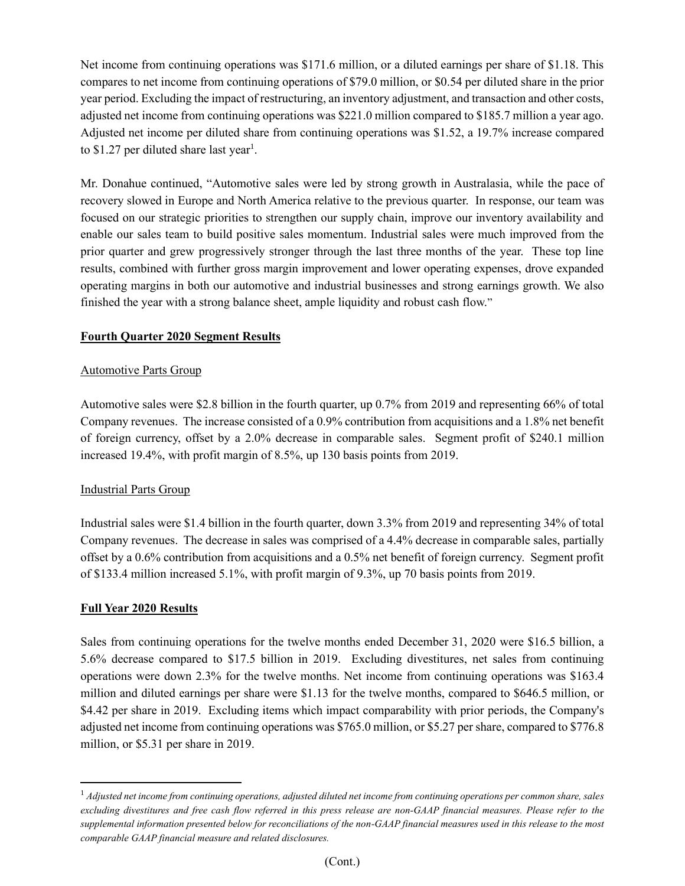Net income from continuing operations was $171.6 million, or a diluted earnings per share of $1.18. This compares to net income from continuing operations of $79.0 million, or $0.54 per diluted share in the prior year period. Excluding the impact of restructuring, an inventory adjustment, and transaction and other costs, adjusted net income from continuing operations was $221.0 million compared to $185.7 million a year ago. Adjusted net income per diluted share from continuing operations was $1.52, a 19.7% increase compared to $1.27 per diluted share last year[1].

Mr. Donahue continued, "Automotive sales were led by strong growth in Australasia, while the pace of recovery slowed in Europe and North America relative to the previous quarter. In response, our team was focused on our strategic priorities to strengthen our supply chain, improve our inventory availability and enable our sales team to build positive sales momentum. Industrial sales were much improved from the prior quarter and grew progressively stronger through the last three months of the year. These top line results, combined with further gross margin improvement and lower operating expenses, drove expanded operating margins in both our automotive and industrial businesses and strong earnings growth. We also finished the year with a strong balance sheet, ample liquidity and robust cash flow."

## Fourth Quarter 2020 Segment Results

### Automotive Parts Group

Automotive sales were $2.8 billion in the fourth quarter, up 0.7% from 2019 and representing 66% of total Company revenues. The increase consisted of a 0.9% contribution from acquisitions and a 1.8% net benefit of foreign currency, offset by a 2.0% decrease in comparable sales. Segment profit of $240.1 million increased 19.4%, with profit margin of 8.5%, up 130 basis points from 2019.

### Industrial Parts Group

Industrial sales were $1.4 billion in the fourth quarter, down 3.3% from 2019 and representing 34% of total Company revenues. The decrease in sales was comprised of a 4.4% decrease in comparable sales, partially offset by a 0.6% contribution from acquisitions and a 0.5% net benefit of foreign currency. Segment profit of $133.4 million increased 5.1%, with profit margin of 9.3%, up 70 basis points from 2019.

## Full Year 2020 Results

Sales from continuing operations for the twelve months ended December 31, 2020 were $16.5 billion, a 5.6% decrease compared to $17.5 billion in 2019. Excluding divestitures, net sales from continuing operations were down 2.3% for the twelve months. Net income from continuing operations was $163.4 million and diluted earnings per share were $1.13 for the twelve months, compared to $646.5 million, or $4.42 per share in 2019. Excluding items which impact comparability with prior periods, the Company's adjusted net income from continuing operations was $765.0 million, or $5.27 per share, compared to $776.8 million, or $5.31 per share in 2019.

---

[1] *Adjusted net income from continuing operations, adjusted diluted net income from continuing operations per common share, sales excluding divestitures and free cash flow referred in this press release are non-GAAP financial measures. Please refer to the supplemental information presented below for reconciliations of the non-GAAP financial measures used in this release to the most comparable GAAP financial measure and related disclosures.*

(Cont.)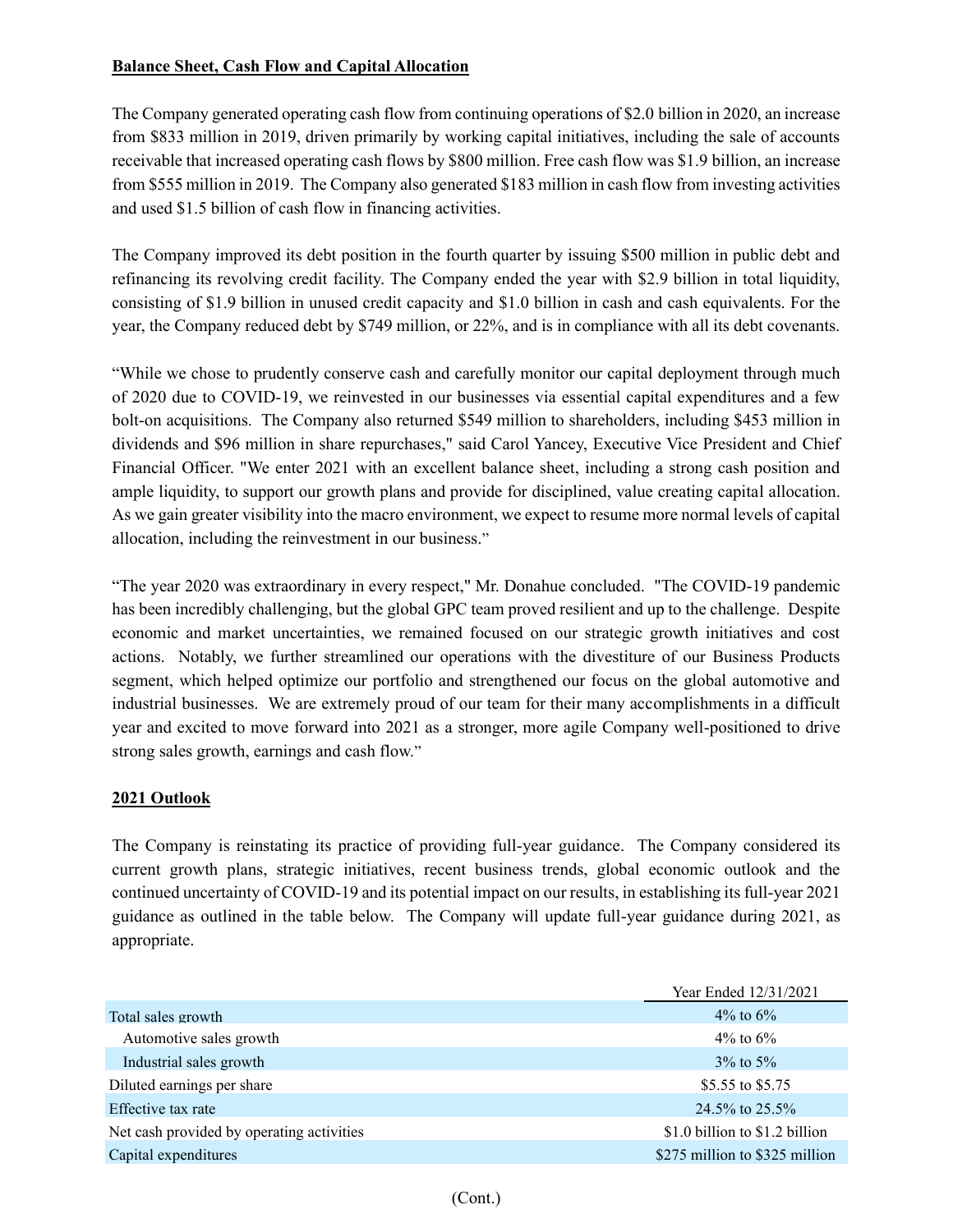**Balance Sheet, Cash Flow and Capital Allocation**

The Company generated operating cash flow from continuing operations of $2.0 billion in 2020, an increase from $833 million in 2019, driven primarily by working capital initiatives, including the sale of accounts receivable that increased operating cash flows by $800 million. Free cash flow was $1.9 billion, an increase from $555 million in 2019. The Company also generated $183 million in cash flow from investing activities and used $1.5 billion of cash flow in financing activities.

The Company improved its debt position in the fourth quarter by issuing $500 million in public debt and refinancing its revolving credit facility. The Company ended the year with $2.9 billion in total liquidity, consisting of $1.9 billion in unused credit capacity and $1.0 billion in cash and cash equivalents. For the year, the Company reduced debt by $749 million, or 22%, and is in compliance with all its debt covenants.

"While we chose to prudently conserve cash and carefully monitor our capital deployment through much of 2020 due to COVID-19, we reinvested in our businesses via essential capital expenditures and a few bolt-on acquisitions. The Company also returned $549 million to shareholders, including $453 million in dividends and $96 million in share repurchases," said Carol Yancey, Executive Vice President and Chief Financial Officer. "We enter 2021 with an excellent balance sheet, including a strong cash position and ample liquidity, to support our growth plans and provide for disciplined, value creating capital allocation. As we gain greater visibility into the macro environment, we expect to resume more normal levels of capital allocation, including the reinvestment in our business."

"The year 2020 was extraordinary in every respect," Mr. Donahue concluded. "The COVID-19 pandemic has been incredibly challenging, but the global GPC team proved resilient and up to the challenge. Despite economic and market uncertainties, we remained focused on our strategic growth initiatives and cost actions. Notably, we further streamlined our operations with the divestiture of our Business Products segment, which helped optimize our portfolio and strengthened our focus on the global automotive and industrial businesses. We are extremely proud of our team for their many accomplishments in a difficult year and excited to move forward into 2021 as a stronger, more agile Company well-positioned to drive strong sales growth, earnings and cash flow."

**2021 Outlook**

The Company is reinstating its practice of providing full-year guidance. The Company considered its current growth plans, strategic initiatives, recent business trends, global economic outlook and the continued uncertainty of COVID-19 and its potential impact on our results, in establishing its full-year 2021 guidance as outlined in the table below. The Company will update full-year guidance during 2021, as appropriate.

| | Year Ended 12/31/2021 |
|---|---|
| Total sales growth | 4% to 6% |
| Automotive sales growth | 4% to 6% |
| Industrial sales growth | 3% to 5% |
| Diluted earnings per share | $5.55 to $5.75 |
| Effective tax rate | 24.5% to 25.5% |
| Net cash provided by operating activities | $1.0 billion to $1.2 billion |
| Capital expenditures | $275 million to $325 million |

(Cont.)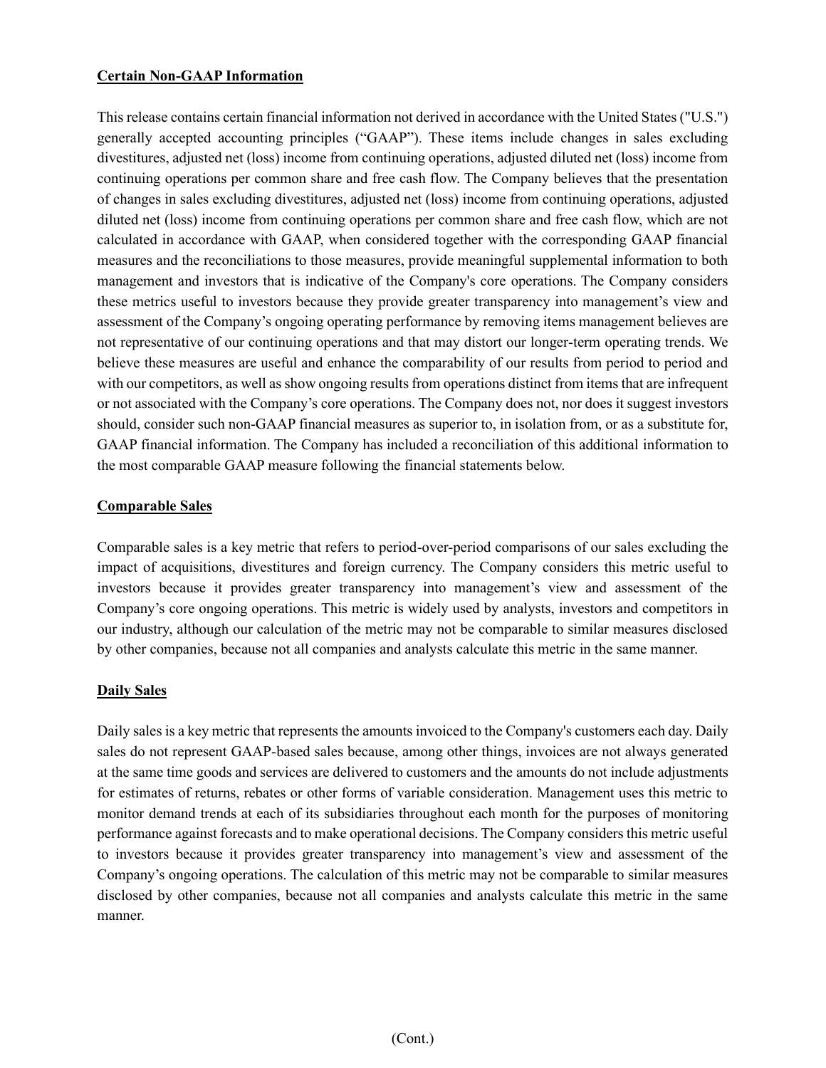**Certain Non-GAAP Information**

This release contains certain financial information not derived in accordance with the United States ("U.S.") generally accepted accounting principles ("GAAP"). These items include changes in sales excluding divestitures, adjusted net (loss) income from continuing operations, adjusted diluted net (loss) income from continuing operations per common share and free cash flow. The Company believes that the presentation of changes in sales excluding divestitures, adjusted net (loss) income from continuing operations, adjusted diluted net (loss) income from continuing operations per common share and free cash flow, which are not calculated in accordance with GAAP, when considered together with the corresponding GAAP financial measures and the reconciliations to those measures, provide meaningful supplemental information to both management and investors that is indicative of the Company's core operations. The Company considers these metrics useful to investors because they provide greater transparency into management's view and assessment of the Company's ongoing operating performance by removing items management believes are not representative of our continuing operations and that may distort our longer-term operating trends. We believe these measures are useful and enhance the comparability of our results from period to period and with our competitors, as well as show ongoing results from operations distinct from items that are infrequent or not associated with the Company's core operations. The Company does not, nor does it suggest investors should, consider such non-GAAP financial measures as superior to, in isolation from, or as a substitute for, GAAP financial information. The Company has included a reconciliation of this additional information to the most comparable GAAP measure following the financial statements below.

**Comparable Sales**

Comparable sales is a key metric that refers to period-over-period comparisons of our sales excluding the impact of acquisitions, divestitures and foreign currency. The Company considers this metric useful to investors because it provides greater transparency into management's view and assessment of the Company's core ongoing operations. This metric is widely used by analysts, investors and competitors in our industry, although our calculation of the metric may not be comparable to similar measures disclosed by other companies, because not all companies and analysts calculate this metric in the same manner.

**Daily Sales**

Daily sales is a key metric that represents the amounts invoiced to the Company's customers each day. Daily sales do not represent GAAP-based sales because, among other things, invoices are not always generated at the same time goods and services are delivered to customers and the amounts do not include adjustments for estimates of returns, rebates or other forms of variable consideration. Management uses this metric to monitor demand trends at each of its subsidiaries throughout each month for the purposes of monitoring performance against forecasts and to make operational decisions. The Company considers this metric useful to investors because it provides greater transparency into management's view and assessment of the Company's ongoing operations. The calculation of this metric may not be comparable to similar measures disclosed by other companies, because not all companies and analysts calculate this metric in the same manner.

(Cont.)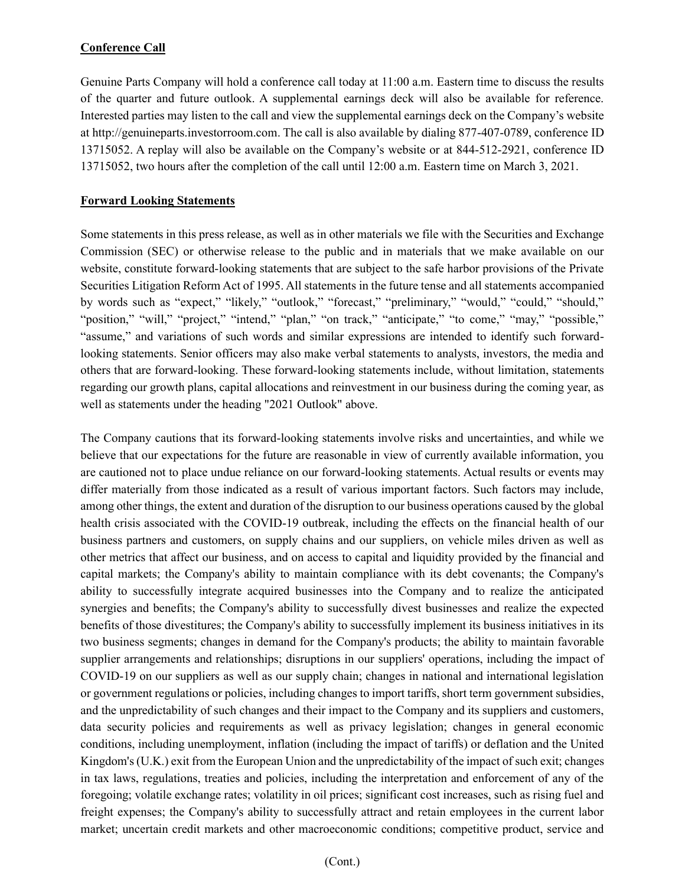**Conference Call**

Genuine Parts Company will hold a conference call today at 11:00 a.m. Eastern time to discuss the results of the quarter and future outlook. A supplemental earnings deck will also be available for reference. Interested parties may listen to the call and view the supplemental earnings deck on the Company's website at http://genuineparts.investorroom.com. The call is also available by dialing 877-407-0789, conference ID 13715052. A replay will also be available on the Company's website or at 844-512-2921, conference ID 13715052, two hours after the completion of the call until 12:00 a.m. Eastern time on March 3, 2021.

**Forward Looking Statements**

Some statements in this press release, as well as in other materials we file with the Securities and Exchange Commission (SEC) or otherwise release to the public and in materials that we make available on our website, constitute forward-looking statements that are subject to the safe harbor provisions of the Private Securities Litigation Reform Act of 1995. All statements in the future tense and all statements accompanied by words such as "expect," "likely," "outlook," "forecast," "preliminary," "would," "could," "should," "position," "will," "project," "intend," "plan," "on track," "anticipate," "to come," "may," "possible," "assume," and variations of such words and similar expressions are intended to identify such forward-looking statements. Senior officers may also make verbal statements to analysts, investors, the media and others that are forward-looking. These forward-looking statements include, without limitation, statements regarding our growth plans, capital allocations and reinvestment in our business during the coming year, as well as statements under the heading "2021 Outlook" above.

The Company cautions that its forward-looking statements involve risks and uncertainties, and while we believe that our expectations for the future are reasonable in view of currently available information, you are cautioned not to place undue reliance on our forward-looking statements. Actual results or events may differ materially from those indicated as a result of various important factors. Such factors may include, among other things, the extent and duration of the disruption to our business operations caused by the global health crisis associated with the COVID-19 outbreak, including the effects on the financial health of our business partners and customers, on supply chains and our suppliers, on vehicle miles driven as well as other metrics that affect our business, and on access to capital and liquidity provided by the financial and capital markets; the Company's ability to maintain compliance with its debt covenants; the Company's ability to successfully integrate acquired businesses into the Company and to realize the anticipated synergies and benefits; the Company's ability to successfully divest businesses and realize the expected benefits of those divestitures; the Company's ability to successfully implement its business initiatives in its two business segments; changes in demand for the Company's products; the ability to maintain favorable supplier arrangements and relationships; disruptions in our suppliers' operations, including the impact of COVID-19 on our suppliers as well as our supply chain; changes in national and international legislation or government regulations or policies, including changes to import tariffs, short term government subsidies, and the unpredictability of such changes and their impact to the Company and its suppliers and customers, data security policies and requirements as well as privacy legislation; changes in general economic conditions, including unemployment, inflation (including the impact of tariffs) or deflation and the United Kingdom's (U.K.) exit from the European Union and the unpredictability of the impact of such exit; changes in tax laws, regulations, treaties and policies, including the interpretation and enforcement of any of the foregoing; volatile exchange rates; volatility in oil prices; significant cost increases, such as rising fuel and freight expenses; the Company's ability to successfully attract and retain employees in the current labor market; uncertain credit markets and other macroeconomic conditions; competitive product, service and

(Cont.)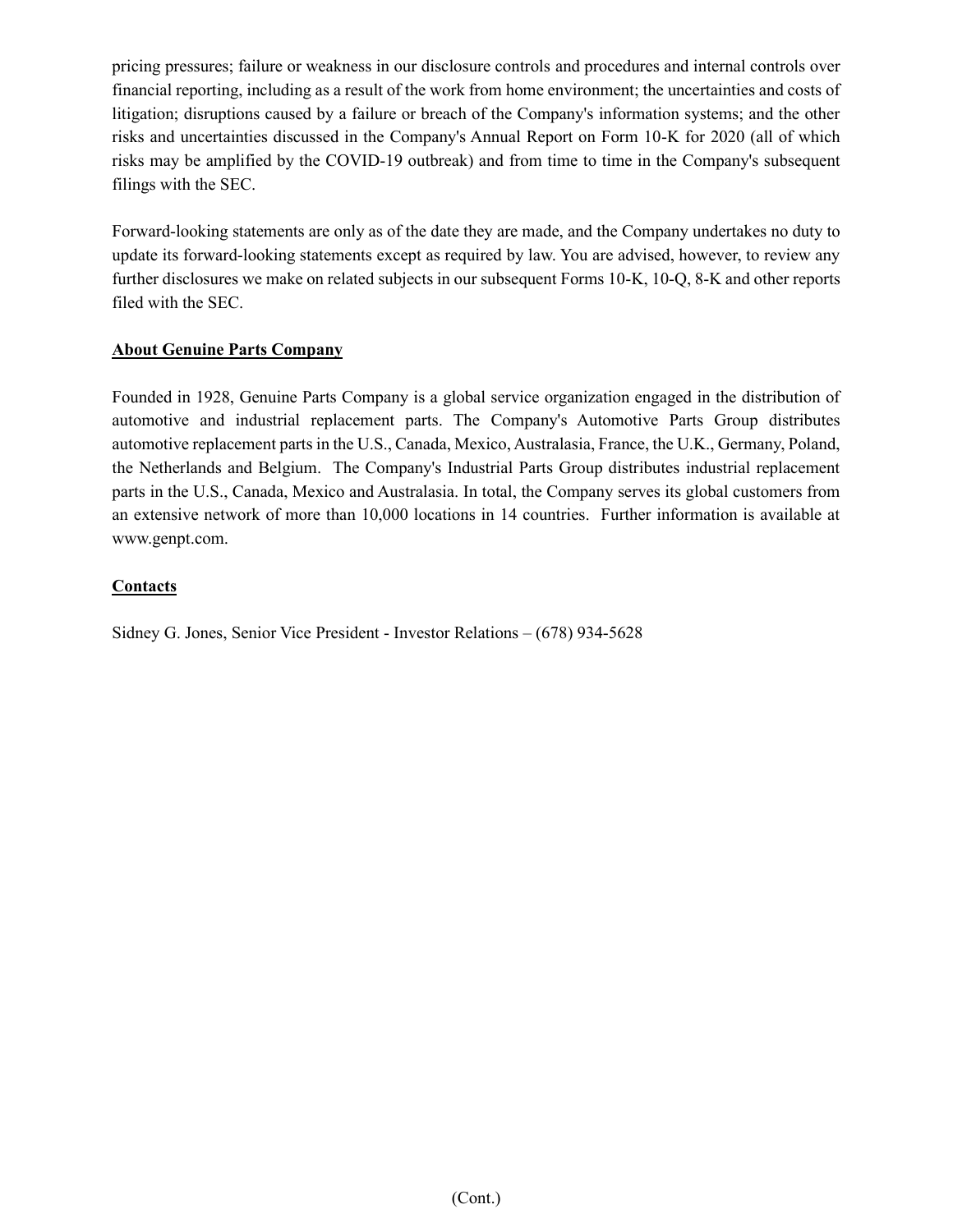pricing pressures; failure or weakness in our disclosure controls and procedures and internal controls over financial reporting, including as a result of the work from home environment; the uncertainties and costs of litigation; disruptions caused by a failure or breach of the Company's information systems; and the other risks and uncertainties discussed in the Company's Annual Report on Form 10-K for 2020 (all of which risks may be amplified by the COVID-19 outbreak) and from time to time in the Company's subsequent filings with the SEC.

Forward-looking statements are only as of the date they are made, and the Company undertakes no duty to update its forward-looking statements except as required by law. You are advised, however, to review any further disclosures we make on related subjects in our subsequent Forms 10-K, 10-Q, 8-K and other reports filed with the SEC.

## About Genuine Parts Company

Founded in 1928, Genuine Parts Company is a global service organization engaged in the distribution of automotive and industrial replacement parts. The Company's Automotive Parts Group distributes automotive replacement parts in the U.S., Canada, Mexico, Australasia, France, the U.K., Germany, Poland, the Netherlands and Belgium. The Company's Industrial Parts Group distributes industrial replacement parts in the U.S., Canada, Mexico and Australasia. In total, the Company serves its global customers from an extensive network of more than 10,000 locations in 14 countries. Further information is available at www.genpt.com.

## Contacts

Sidney G. Jones, Senior Vice President - Investor Relations – (678) 934-5628

(Cont.)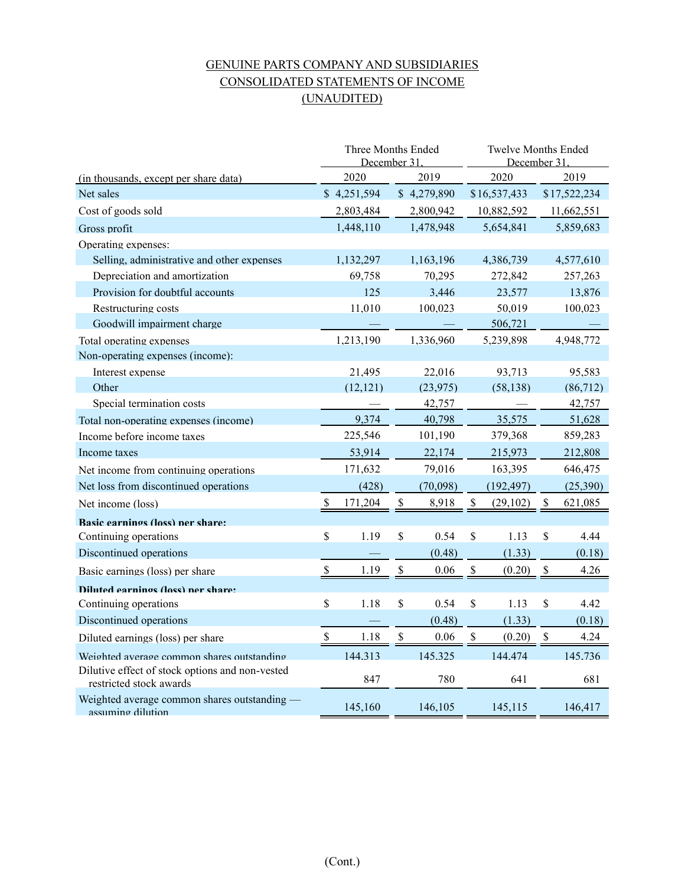# GENUINE PARTS COMPANY AND SUBSIDIARIES
# CONSOLIDATED STATEMENTS OF INCOME
# (UNAUDITED)

| | Three Months Ended December 31, | | Twelve Months Ended December 31, | |
|---|---|---|---|---|
| (in thousands, except per share data) | 2020 | 2019 | 2020 | 2019 |
| Net sales | $ 4,251,594 | $ 4,279,890 | $ 16,537,433 | $ 17,522,234 |
| Cost of goods sold | 2,803,484 | 2,800,942 | 10,882,592 | 11,662,551 |
| Gross profit | 1,448,110 | 1,478,948 | 5,654,841 | 5,859,683 |
| Operating expenses: | | | | |
| Selling, administrative and other expenses | 1,132,297 | 1,163,196 | 4,386,739 | 4,577,610 |
| Depreciation and amortization | 69,758 | 70,295 | 272,842 | 257,263 |
| Provision for doubtful accounts | 125 | 3,446 | 23,577 | 13,876 |
| Restructuring costs | 11,010 | 100,023 | 50,019 | 100,023 |
| Goodwill impairment charge | — | — | 506,721 | — |
| Total operating expenses | 1,213,190 | 1,336,960 | 5,239,898 | 4,948,772 |
| Non-operating expenses (income): | | | | |
| Interest expense | 21,495 | 22,016 | 93,713 | 95,583 |
| Other | (12,121) | (23,975) | (58,138) | (86,712) |
| Special termination costs | — | 42,757 | — | 42,757 |
| Total non-operating expenses (income) | 9,374 | 40,798 | 35,575 | 51,628 |
| Income before income taxes | 225,546 | 101,190 | 379,368 | 859,283 |
| Income taxes | 53,914 | 22,174 | 215,973 | 212,808 |
| Net income from continuing operations | 171,632 | 79,016 | 163,395 | 646,475 |
| Net loss from discontinued operations | (428) | (70,098) | (192,497) | (25,390) |
| Net income (loss) | $ 171,204 | $ 8,918 | $ (29,102) | $ 621,085 |
| **Basic earnings (loss) per share:** | | | | |
| Continuing operations | $ 1.19 | $ 0.54 | $ 1.13 | $ 4.44 |
| Discontinued operations | — | (0.48) | (1.33) | (0.18) |
| Basic earnings (loss) per share | $ 1.19 | $ 0.06 | $ (0.20) | $ 4.26 |
| **Diluted earnings (loss) per share:** | | | | |
| Continuing operations | $ 1.18 | $ 0.54 | $ 1.13 | $ 4.42 |
| Discontinued operations | — | (0.48) | (1.33) | (0.18) |
| Diluted earnings (loss) per share | $ 1.18 | $ 0.06 | $ (0.20) | $ 4.24 |
| Weighted average common shares outstanding | 144,313 | 145,325 | 144,474 | 145,736 |
| Dilutive effect of stock options and non-vested restricted stock awards | 847 | 780 | 641 | 681 |
| Weighted average common shares outstanding — assuming dilution | 145,160 | 146,105 | 145,115 | 146,417 |

(Cont.)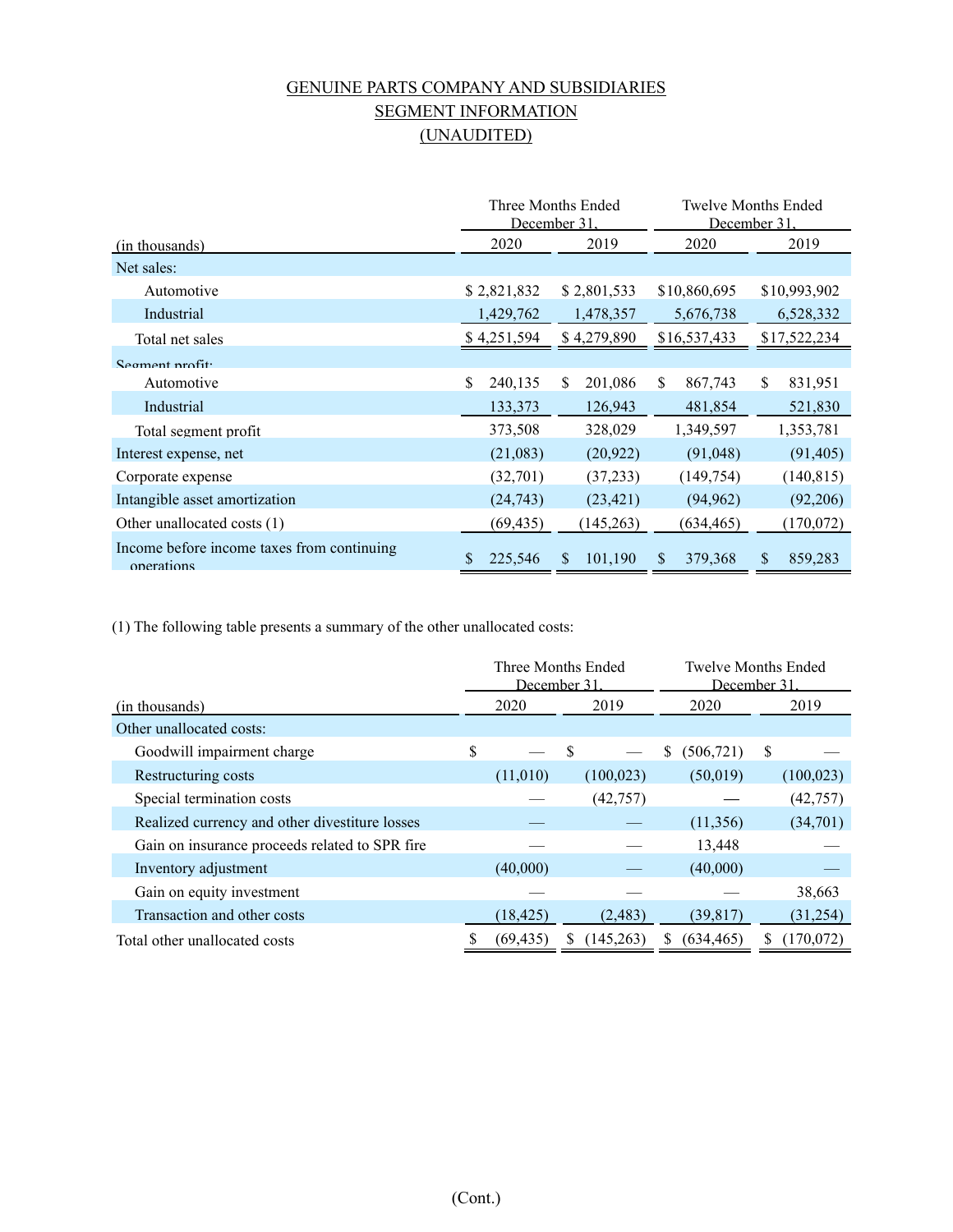GENUINE PARTS COMPANY AND SUBSIDIARIES
SEGMENT INFORMATION
(UNAUDITED)

| (in thousands) | Three Months Ended December 31, 2020 | Three Months Ended December 31, 2019 | Twelve Months Ended December 31, 2020 | Twelve Months Ended December 31, 2019 |
|---|---|---|---|---|
| Net sales: | | | | |
| Automotive | $ 2,821,832 | $ 2,801,533 | $10,860,695 | $10,993,902 |
| Industrial | 1,429,762 | 1,478,357 | 5,676,738 | 6,528,332 |
| Total net sales | $ 4,251,594 | $ 4,279,890 | $16,537,433 | $17,522,234 |
| Segment profit: | | | | |
| Automotive | $ 240,135 | $ 201,086 | $ 867,743 | $ 831,951 |
| Industrial | 133,373 | 126,943 | 481,854 | 521,830 |
| Total segment profit | 373,508 | 328,029 | 1,349,597 | 1,353,781 |
| Interest expense, net | (21,083) | (20,922) | (91,048) | (91,405) |
| Corporate expense | (32,701) | (37,233) | (149,754) | (140,815) |
| Intangible asset amortization | (24,743) | (23,421) | (94,962) | (92,206) |
| Other unallocated costs (1) | (69,435) | (145,263) | (634,465) | (170,072) |
| Income before income taxes from continuing operations | $ 225,546 | $ 101,190 | $ 379,368 | $ 859,283 |

(1) The following table presents a summary of the other unallocated costs:

| (in thousands) | Three Months Ended December 31, 2020 | Three Months Ended December 31, 2019 | Twelve Months Ended December 31, 2020 | Twelve Months Ended December 31, 2019 |
|---|---|---|---|---|
| Other unallocated costs: | | | | |
| Goodwill impairment charge | $ — | $ — | $ (506,721) | $ — |
| Restructuring costs | (11,010) | (100,023) | (50,019) | (100,023) |
| Special termination costs | — | (42,757) | — | (42,757) |
| Realized currency and other divestiture losses | — | — | (11,356) | (34,701) |
| Gain on insurance proceeds related to SPR fire | — | — | 13,448 | — |
| Inventory adjustment | (40,000) | — | (40,000) | — |
| Gain on equity investment | — | — | — | 38,663 |
| Transaction and other costs | (18,425) | (2,483) | (39,817) | (31,254) |
| Total other unallocated costs | $ (69,435) | $ (145,263) | $ (634,465) | $ (170,072) |

(Cont.)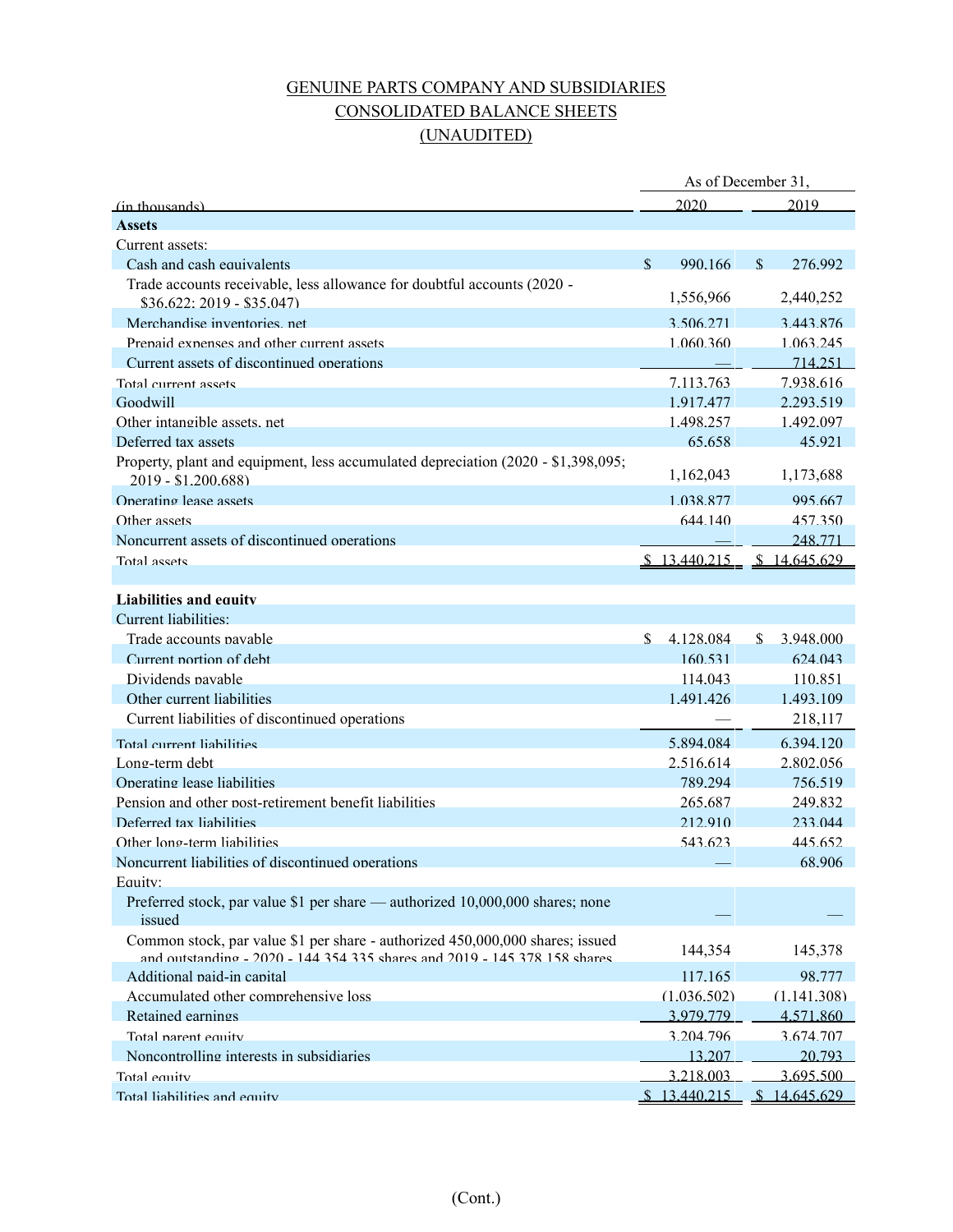# GENUINE PARTS COMPANY AND SUBSIDIARIES
## CONSOLIDATED BALANCE SHEETS
## (UNAUDITED)

| (in thousands) | As of December 31, 2020 | 2019 |
|---|---|---|
| **Assets** | | |
| Current assets: | | |
| Cash and cash equivalents | $ 990,166 | $ 276,992 |
| Trade accounts receivable, less allowance for doubtful accounts (2020 - $36,622; 2019 - $35,047) | 1,556,966 | 2,440,252 |
| Merchandise inventories, net | 3,506,271 | 3,443,876 |
| Prepaid expenses and other current assets | 1,060,360 | 1,063,245 |
| Current assets of discontinued operations | — | 714,251 |
| Total current assets | 7,113,763 | 7,938,616 |
| Goodwill | 1,917,477 | 2,293,519 |
| Other intangible assets, net | 1,498,257 | 1,492,097 |
| Deferred tax assets | 65,658 | 45,921 |
| Property, plant and equipment, less accumulated depreciation (2020 - $1,398,095; 2019 - $1,200,688) | 1,162,043 | 1,173,688 |
| Operating lease assets | 1,038,877 | 995,667 |
| Other assets | 644,140 | 457,350 |
| Noncurrent assets of discontinued operations | — | 248,771 |
| Total assets | $ 13,440,215 | $ 14,645,629 |
| | | |
| **Liabilities and equity** | | |
| Current liabilities: | | |
| Trade accounts payable | $ 4,128,084 | $ 3,948,000 |
| Current portion of debt | 160,531 | 624,043 |
| Dividends payable | 114,043 | 110,851 |
| Other current liabilities | 1,491,426 | 1,493,109 |
| Current liabilities of discontinued operations | — | 218,117 |
| Total current liabilities | 5,894,084 | 6,394,120 |
| Long-term debt | 2,516,614 | 2,802,056 |
| Operating lease liabilities | 789,294 | 756,519 |
| Pension and other post-retirement benefit liabilities | 265,687 | 249,832 |
| Deferred tax liabilities | 212,910 | 233,044 |
| Other long-term liabilities | 543,623 | 445,652 |
| Noncurrent liabilities of discontinued operations | — | 68,906 |
| Equity: | | |
| Preferred stock, par value $1 per share — authorized 10,000,000 shares; none issued | — | — |
| Common stock, par value $1 per share - authorized 450,000,000 shares; issued and outstanding - 2020 - 144,354,335 shares and 2019 - 145,378,158 shares | 144,354 | 145,378 |
| Additional paid-in capital | 117,165 | 98,777 |
| Accumulated other comprehensive loss | (1,036,502) | (1,141,308) |
| Retained earnings | 3,979,779 | 4,571,860 |
| Total parent equity | 3,204,796 | 3,674,707 |
| Noncontrolling interests in subsidiaries | 13,207 | 20,793 |
| Total equity | 3,218,003 | 3,695,500 |
| Total liabilities and equity | $ 13,440,215 | $ 14,645,629 |

(Cont.)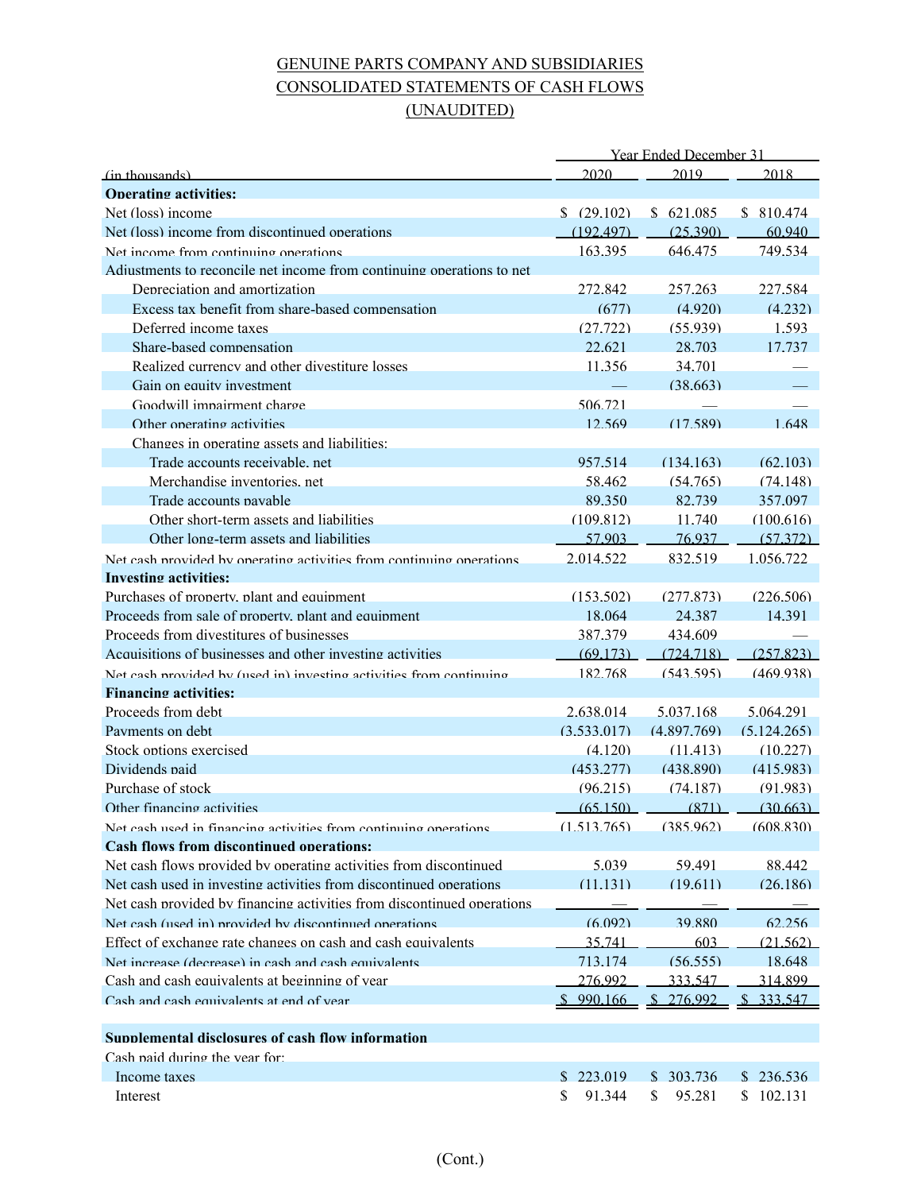GENUINE PARTS COMPANY AND SUBSIDIARIES

CONSOLIDATED STATEMENTS OF CASH FLOWS

(UNAUDITED)

| (in thousands) | Year Ended December 31 2020 | 2019 | 2018 |
|---|---|---|---|
| **Operating activities:** | | | |
| Net (loss) income | $ (29,102) | $ 621,085 | $ 810,474 |
| Net (loss) income from discontinued operations | (192,497) | (25,390) | 60,940 |
| Net income from continuing operations | 163,395 | 646,475 | 749,534 |
| Adjustments to reconcile net income from continuing operations to net | | | |
| Depreciation and amortization | 272,842 | 257,263 | 227,584 |
| Excess tax benefit from share-based compensation | (677) | (4,920) | (4,232) |
| Deferred income taxes | (27,722) | (55,939) | 1,593 |
| Share-based compensation | 22,621 | 28,703 | 17,737 |
| Realized currency and other divestiture losses | 11,356 | 34,701 | — |
| Gain on equity investment | — | (38,663) | — |
| Goodwill impairment charge | 506,721 | — | — |
| Other operating activities | 12,569 | (17,589) | 1,648 |
| Changes in operating assets and liabilities: | | | |
| Trade accounts receivable, net | 957,514 | (134,163) | (62,103) |
| Merchandise inventories, net | 58,462 | (54,765) | (74,148) |
| Trade accounts payable | 89,350 | 82,739 | 357,097 |
| Other short-term assets and liabilities | (109,812) | 11,740 | (100,616) |
| Other long-term assets and liabilities | 57,903 | 76,937 | (57,372) |
| Net cash provided by operating activities from continuing operations | 2,014,522 | 832,519 | 1,056,722 |
| **Investing activities:** | | | |
| Purchases of property, plant and equipment | (153,502) | (277,873) | (226,506) |
| Proceeds from sale of property, plant and equipment | 18,064 | 24,387 | 14,391 |
| Proceeds from divestitures of businesses | 387,379 | 434,609 | — |
| Acquisitions of businesses and other investing activities | (69,173) | (724,718) | (257,823) |
| Net cash provided by (used in) investing activities from continuing | 182,768 | (543,595) | (469,938) |
| **Financing activities:** | | | |
| Proceeds from debt | 2,638,014 | 5,037,168 | 5,064,291 |
| Payments on debt | (3,533,017) | (4,897,769) | (5,124,265) |
| Stock options exercised | (4,120) | (11,413) | (10,227) |
| Dividends paid | (453,277) | (438,890) | (415,983) |
| Purchase of stock | (96,215) | (74,187) | (91,983) |
| Other financing activities | (65,150) | (871) | (30,663) |
| Net cash used in financing activities from continuing operations | (1,513,765) | (385,962) | (608,830) |
| **Cash flows from discontinued operations:** | | | |
| Net cash flows provided by operating activities from discontinued | 5,039 | 59,491 | 88,442 |
| Net cash used in investing activities from discontinued operations | (11,131) | (19,611) | (26,186) |
| Net cash provided by financing activities from discontinued operations | — | — | — |
| Net cash (used in) provided by discontinued operations | (6,092) | 39,880 | 62,256 |
| Effect of exchange rate changes on cash and cash equivalents | 35,741 | 603 | (21,562) |
| Net increase (decrease) in cash and cash equivalents | 713,174 | (56,555) | 18,648 |
| Cash and cash equivalents at beginning of year | 276,992 | 333,547 | 314,899 |
| Cash and cash equivalents at end of year | $ 990,166 | $ 276,992 | $ 333,547 |
| | | | |
| **Supplemental disclosures of cash flow information** | | | |
| Cash paid during the year for: | | | |
| Income taxes | $ 223,019 | $ 303,736 | $ 236,536 |
| Interest | $ 91,344 | $ 95,281 | $ 102,131 |

(Cont.)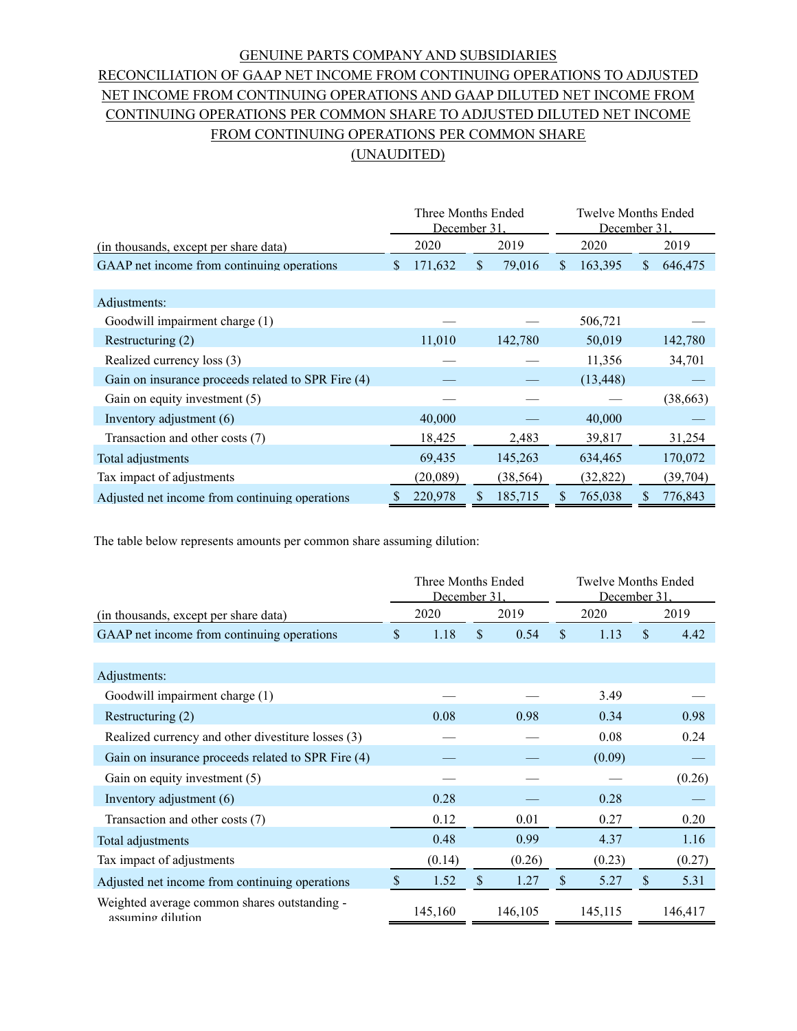GENUINE PARTS COMPANY AND SUBSIDIARIES

RECONCILIATION OF GAAP NET INCOME FROM CONTINUING OPERATIONS TO ADJUSTED NET INCOME FROM CONTINUING OPERATIONS AND GAAP DILUTED NET INCOME FROM CONTINUING OPERATIONS PER COMMON SHARE TO ADJUSTED DILUTED NET INCOME FROM CONTINUING OPERATIONS PER COMMON SHARE

(UNAUDITED)

| | Three Months Ended December 31, | | Twelve Months Ended December 31, | |
|---|---|---|---|---|
| (in thousands, except per share data) | 2020 | 2019 | 2020 | 2019 |
| GAAP net income from continuing operations | $ 171,632 | $ 79,016 | $ 163,395 | $ 646,475 |
| | | | | |
| Adjustments: | | | | |
| Goodwill impairment charge (1) | — | — | 506,721 | — |
| Restructuring (2) | 11,010 | 142,780 | 50,019 | 142,780 |
| Realized currency loss (3) | — | — | 11,356 | 34,701 |
| Gain on insurance proceeds related to SPR Fire (4) | — | — | (13,448) | — |
| Gain on equity investment (5) | — | — | — | (38,663) |
| Inventory adjustment (6) | 40,000 | — | 40,000 | — |
| Transaction and other costs (7) | 18,425 | 2,483 | 39,817 | 31,254 |
| Total adjustments | 69,435 | 145,263 | 634,465 | 170,072 |
| Tax impact of adjustments | (20,089) | (38,564) | (32,822) | (39,704) |
| Adjusted net income from continuing operations | $ 220,978 | $ 185,715 | $ 765,038 | $ 776,843 |

The table below represents amounts per common share assuming dilution:

| | Three Months Ended December 31, | | Twelve Months Ended December 31, | |
|---|---|---|---|---|
| (in thousands, except per share data) | 2020 | 2019 | 2020 | 2019 |
| GAAP net income from continuing operations | $ 1.18 | $ 0.54 | $ 1.13 | $ 4.42 |
| | | | | |
| Adjustments: | | | | |
| Goodwill impairment charge (1) | — | — | 3.49 | — |
| Restructuring (2) | 0.08 | 0.98 | 0.34 | 0.98 |
| Realized currency and other divestiture losses (3) | — | — | 0.08 | 0.24 |
| Gain on insurance proceeds related to SPR Fire (4) | — | — | (0.09) | — |
| Gain on equity investment (5) | — | — | — | (0.26) |
| Inventory adjustment (6) | 0.28 | — | 0.28 | — |
| Transaction and other costs (7) | 0.12 | 0.01 | 0.27 | 0.20 |
| Total adjustments | 0.48 | 0.99 | 4.37 | 1.16 |
| Tax impact of adjustments | (0.14) | (0.26) | (0.23) | (0.27) |
| Adjusted net income from continuing operations | $ 1.52 | $ 1.27 | $ 5.27 | $ 5.31 |
| Weighted average common shares outstanding - assuming dilution | 145,160 | 146,105 | 145,115 | 146,417 |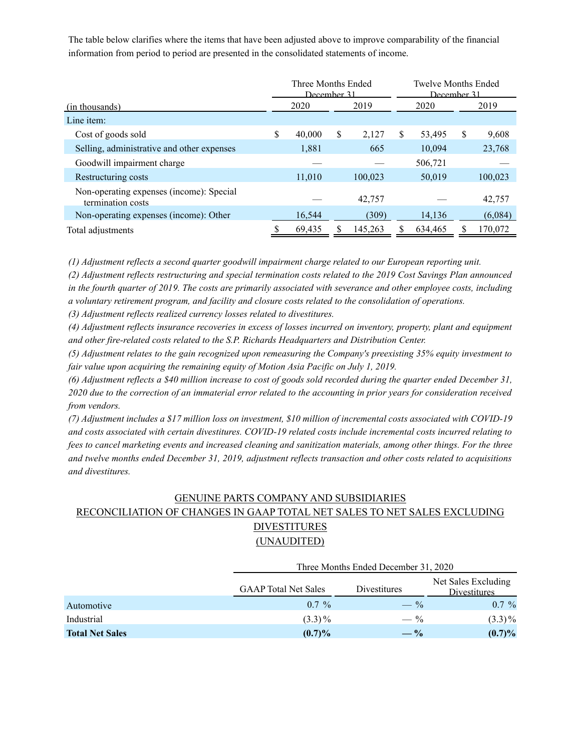The table below clarifies where the items that have been adjusted above to improve comparability of the financial information from period to period are presented in the consolidated statements of income.

| | Three Months Ended December 31 | | Twelve Months Ended December 31 | |
|---|---|---|---|---|
| (in thousands) | 2020 | 2019 | 2020 | 2019 |
| Line item: | | | | |
| Cost of goods sold | $ 40,000 | $ 2,127 | $ 53,495 | $ 9,608 |
| Selling, administrative and other expenses | 1,881 | 665 | 10,094 | 23,768 |
| Goodwill impairment charge | — | — | 506,721 | — |
| Restructuring costs | 11,010 | 100,023 | 50,019 | 100,023 |
| Non-operating expenses (income): Special termination costs | — | 42,757 | — | 42,757 |
| Non-operating expenses (income): Other | 16,544 | (309) | 14,136 | (6,084) |
| Total adjustments | $ 69,435 | $ 145,263 | $ 634,465 | $ 170,072 |

*(1) Adjustment reflects a second quarter goodwill impairment charge related to our European reporting unit.*

*(2) Adjustment reflects restructuring and special termination costs related to the 2019 Cost Savings Plan announced in the fourth quarter of 2019. The costs are primarily associated with severance and other employee costs, including a voluntary retirement program, and facility and closure costs related to the consolidation of operations.*

*(3) Adjustment reflects realized currency losses related to divestitures.*

*(4) Adjustment reflects insurance recoveries in excess of losses incurred on inventory, property, plant and equipment and other fire-related costs related to the S.P. Richards Headquarters and Distribution Center.*

*(5) Adjustment relates to the gain recognized upon remeasuring the Company's preexisting 35% equity investment to fair value upon acquiring the remaining equity of Motion Asia Pacific on July 1, 2019.*

*(6) Adjustment reflects a $40 million increase to cost of goods sold recorded during the quarter ended December 31, 2020 due to the correction of an immaterial error related to the accounting in prior years for consideration received from vendors.*

*(7) Adjustment includes a $17 million loss on investment, $10 million of incremental costs associated with COVID-19 and costs associated with certain divestitures. COVID-19 related costs include incremental costs incurred relating to fees to cancel marketing events and increased cleaning and sanitization materials, among other things. For the three and twelve months ended December 31, 2019, adjustment reflects transaction and other costs related to acquisitions and divestitures.*

## GENUINE PARTS COMPANY AND SUBSIDIARIES
## RECONCILIATION OF CHANGES IN GAAP TOTAL NET SALES TO NET SALES EXCLUDING DIVESTITURES
## (UNAUDITED)

| | Three Months Ended December 31, 2020 | | |
|---|---|---|---|
| | GAAP Total Net Sales | Divestitures | Net Sales Excluding Divestitures |
| Automotive | 0.7 % | — % | 0.7 % |
| Industrial | (3.3)% | — % | (3.3)% |
| **Total Net Sales** | **(0.7)%** | **— %** | **(0.7)%** |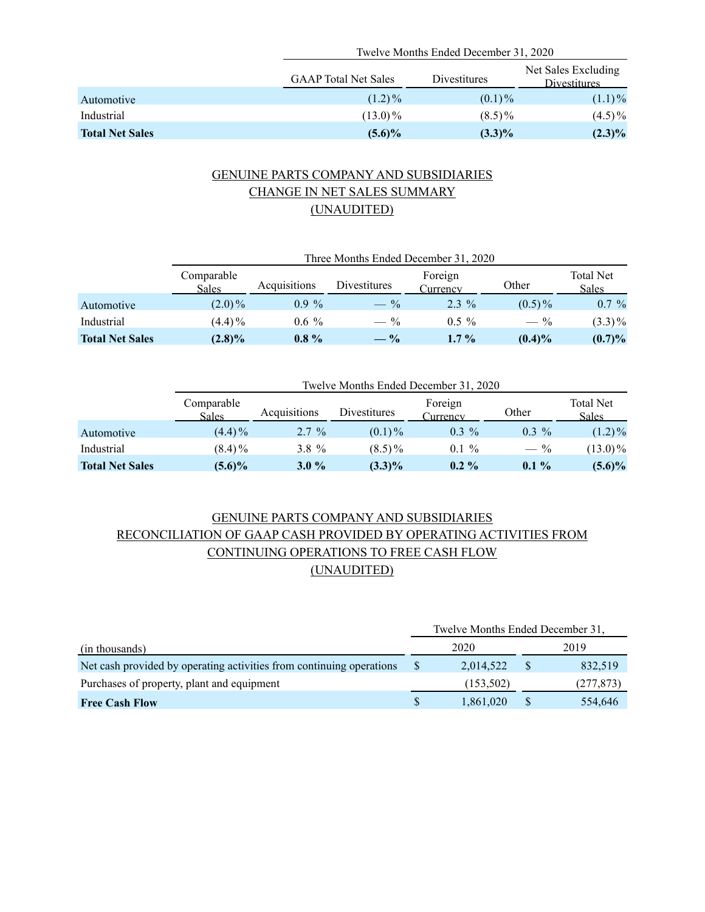| | Twelve Months Ended December 31, 2020 | | |
|---|---|---|---|
| | GAAP Total Net Sales | Divestitures | Net Sales Excluding Divestitures |
| Automotive | (1.2)% | (0.1)% | (1.1)% |
| Industrial | (13.0)% | (8.5)% | (4.5)% |
| **Total Net Sales** | **(5.6)%** | **(3.3)%** | **(2.3)%** |

## GENUINE PARTS COMPANY AND SUBSIDIARIES
## CHANGE IN NET SALES SUMMARY
## (UNAUDITED)

| | Three Months Ended December 31, 2020 | | | | | |
|---|---|---|---|---|---|---|
| | Comparable Sales | Acquisitions | Divestitures | Foreign Currency | Other | Total Net Sales |
| Automotive | (2.0)% | 0.9 % | — % | 2.3 % | (0.5)% | 0.7 % |
| Industrial | (4.4)% | 0.6 % | — % | 0.5 % | — % | (3.3)% |
| **Total Net Sales** | **(2.8)%** | **0.8 %** | **— %** | **1.7 %** | **(0.4)%** | **(0.7)%** |

| | Twelve Months Ended December 31, 2020 | | | | | |
|---|---|---|---|---|---|---|
| | Comparable Sales | Acquisitions | Divestitures | Foreign Currency | Other | Total Net Sales |
| Automotive | (4.4)% | 2.7 % | (0.1)% | 0.3 % | 0.3 % | (1.2)% |
| Industrial | (8.4)% | 3.8 % | (8.5)% | 0.1 % | — % | (13.0)% |
| **Total Net Sales** | **(5.6)%** | **3.0 %** | **(3.3)%** | **0.2 %** | **0.1 %** | **(5.6)%** |

## GENUINE PARTS COMPANY AND SUBSIDIARIES
## RECONCILIATION OF GAAP CASH PROVIDED BY OPERATING ACTIVITIES FROM CONTINUING OPERATIONS TO FREE CASH FLOW
## (UNAUDITED)

| | Twelve Months Ended December 31, | |
|---|---|---|
| (in thousands) | 2020 | 2019 |
| Net cash provided by operating activities from continuing operations | $ 2,014,522 | $ 832,519 |
| Purchases of property, plant and equipment | (153,502) | (277,873) |
| **Free Cash Flow** | $ 1,861,020 | $ 554,646 |